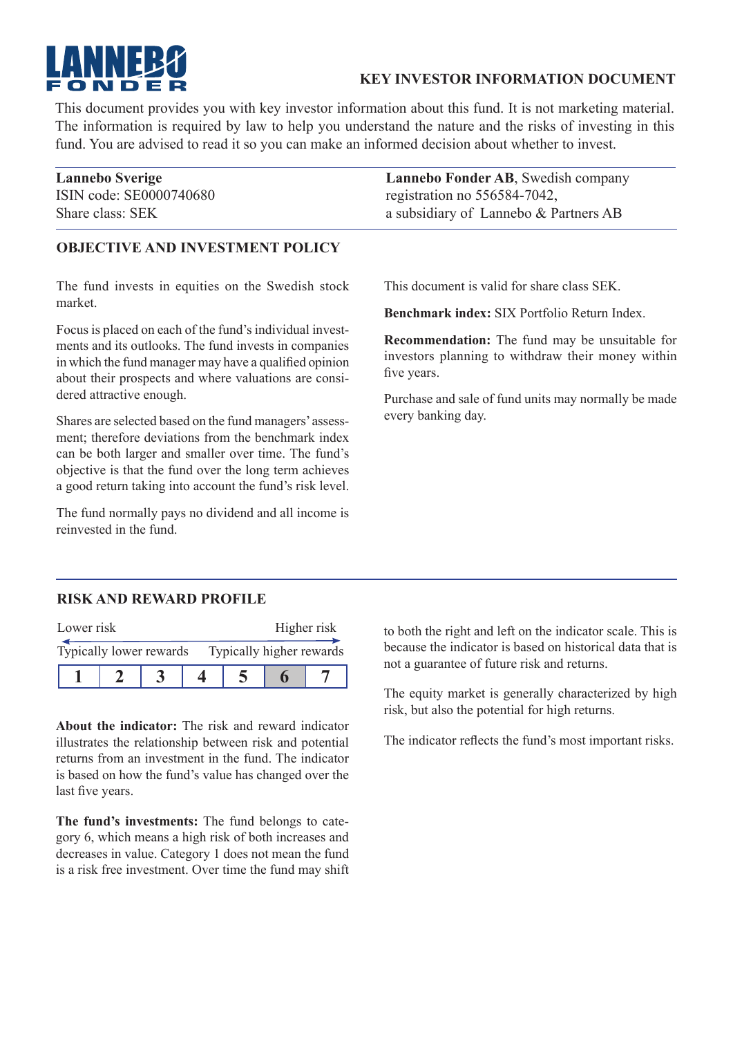LANNEBO FONDER

# KEY INVESTOR INFORMATION DOCUMENT

This document provides you with key investor information about this fund. It is not marketing material. The information is required by law to help you understand the nature and the risks of investing in this fund. You are advised to read it so you can make an informed decision about whether to invest.

**Lannebo Sverige**
ISIN code: SE0000740680
Share class: SEK

**Lannebo Fonder AB**, Swedish company registration no 556584-7042, a subsidiary of Lannebo & Partners AB

## OBJECTIVE AND INVESTMENT POLICY

The fund invests in equities on the Swedish stock market.

Focus is placed on each of the fund's individual investments and its outlooks. The fund invests in companies in which the fund manager may have a qualified opinion about their prospects and where valuations are considered attractive enough.

Shares are selected based on the fund managers' assessment; therefore deviations from the benchmark index can be both larger and smaller over time. The fund's objective is that the fund over the long term achieves a good return taking into account the fund's risk level.

The fund normally pays no dividend and all income is reinvested in the fund.

This document is valid for share class SEK.

**Benchmark index:** SIX Portfolio Return Index.

**Recommendation:** The fund may be unsuitable for investors planning to withdraw their money within five years.

Purchase and sale of fund units may normally be made every banking day.

## RISK AND REWARD PROFILE

Lower risk — Higher risk

Typically lower rewards — Typically higher rewards

| 1 | 2 | 3 | 4 | 5 | **6** | 7 |
|---|---|---|---|---|---|---|

**About the indicator:** The risk and reward indicator illustrates the relationship between risk and potential returns from an investment in the fund. The indicator is based on how the fund's value has changed over the last five years.

**The fund's investments:** The fund belongs to category 6, which means a high risk of both increases and decreases in value. Category 1 does not mean the fund is a risk free investment. Over time the fund may shift to both the right and left on the indicator scale. This is because the indicator is based on historical data that is not a guarantee of future risk and returns.

The equity market is generally characterized by high risk, but also the potential for high returns.

The indicator reflects the fund's most important risks.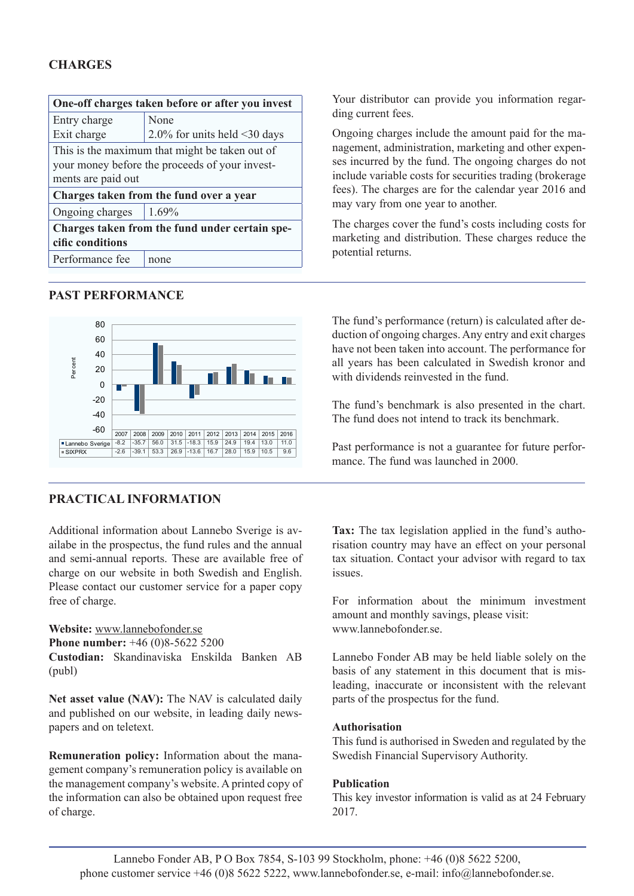## CHARGES

| One-off charges taken before or after you invest | |
|---|---|
| Entry charge | None |
| Exit charge | 2.0% for units held <30 days |
| This is the maximum that might be taken out of your money before the proceeds of your investments are paid out | |
| **Charges taken from the fund over a year** | |
| Ongoing charges | 1.69% |
| **Charges taken from the fund under certain specific conditions** | |
| Performance fee | none |

Your distributor can provide you information regarding current fees.

Ongoing charges include the amount paid for the management, administration, marketing and other expenses incurred by the fund. The ongoing charges do not include variable costs for securities trading (brokerage fees). The charges are for the calendar year 2016 and may vary from one year to another.

The charges cover the fund's costs including costs for marketing and distribution. These charges reduce the potential returns.

## PAST PERFORMANCE

Per cent

80
60
40
20
0
-20
-40
-60

2007 2008 2009 2010 2011 2012 2013 2014 2015 2016

Lannebo Sverige -8.2 -35.7 56.0 31.5 -18.3 15.9 24.9 19.4 13.0 11.0

SIXPRX -2.6 -39.1 53.3 26.9 -13.6 16.7 28.0 15.9 10.5 9.6

The fund's performance (return) is calculated after deduction of ongoing charges. Any entry and exit charges have not been taken into account. The performance for all years has been calculated in Swedish kronor and with dividends reinvested in the fund.

The fund's benchmark is also presented in the chart. The fund does not intend to track its benchmark.

Past performance is not a guarantee for future performance. The fund was launched in 2000.

## PRACTICAL INFORMATION

Additional information about Lannebo Sverige is availabe in the prospectus, the fund rules and the annual and semi-annual reports. These are available free of charge on our website in both Swedish and English. Please contact our customer service for a paper copy free of charge.

**Website:** www.lannebofonder.se
**Phone number:** +46 (0)8-5622 5200
**Custodian:** Skandinaviska Enskilda Banken AB (publ)

**Net asset value (NAV):** The NAV is calculated daily and published on our website, in leading daily newspapers and on teletext.

**Remuneration policy:** Information about the management company's remuneration policy is available on the management company's website. A printed copy of the information can also be obtained upon request free of charge.

**Tax:** The tax legislation applied in the fund's authorisation country may have an effect on your personal tax situation. Contact your advisor with regard to tax issues.

For information about the minimum investment amount and monthly savings, please visit: www.lannebofonder.se.

Lannebo Fonder AB may be held liable solely on the basis of any statement in this document that is misleading, inaccurate or inconsistent with the relevant parts of the prospectus for the fund.

**Authorisation**
This fund is authorised in Sweden and regulated by the Swedish Financial Supervisory Authority.

**Publication**
This key investor information is valid as at 24 February 2017.

Lannebo Fonder AB, P O Box 7854, S-103 99 Stockholm, phone: +46 (0)8 5622 5200, phone customer service +46 (0)8 5622 5222, www.lannebofonder.se, e-mail: info@lannebofonder.se.